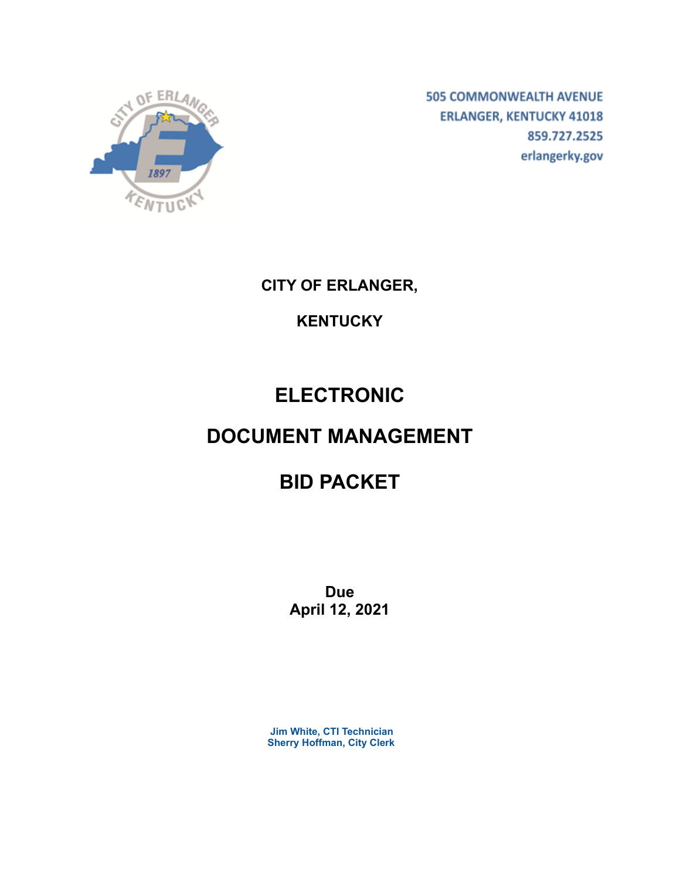505 COMMONWEALTH AVENUE
ERLANGER, KENTUCKY 41018
859.727.2525
erlangerky.gov

**CITY OF ERLANGER,**

**KENTUCKY**

# ELECTRONIC

# DOCUMENT MANAGEMENT

# BID PACKET

**Due**
**April 12, 2021**

**Jim White, CTI Technician**
**Sherry Hoffman, City Clerk**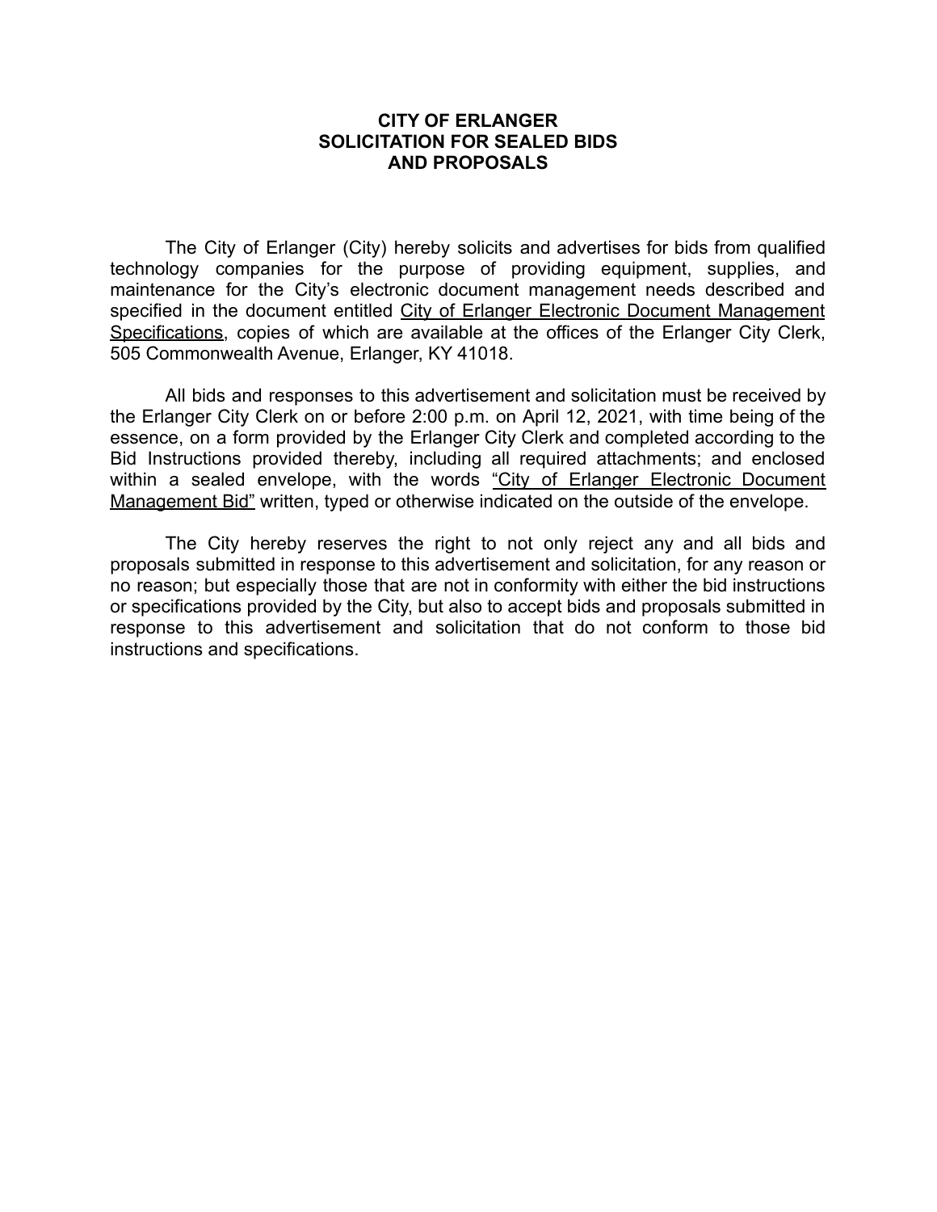# CITY OF ERLANGER
# SOLICITATION FOR SEALED BIDS
# AND PROPOSALS

The City of Erlanger (City) hereby solicits and advertises for bids from qualified technology companies for the purpose of providing equipment, supplies, and maintenance for the City's electronic document management needs described and specified in the document entitled <u>City of Erlanger Electronic Document Management Specifications</u>, copies of which are available at the offices of the Erlanger City Clerk, 505 Commonwealth Avenue, Erlanger, KY 41018.

All bids and responses to this advertisement and solicitation must be received by the Erlanger City Clerk on or before 2:00 p.m. on April 12, 2021, with time being of the essence, on a form provided by the Erlanger City Clerk and completed according to the Bid Instructions provided thereby, including all required attachments; and enclosed within a sealed envelope, with the words <u>"City of Erlanger Electronic Document Management Bid"</u> written, typed or otherwise indicated on the outside of the envelope.

The City hereby reserves the right to not only reject any and all bids and proposals submitted in response to this advertisement and solicitation, for any reason or no reason; but especially those that are not in conformity with either the bid instructions or specifications provided by the City, but also to accept bids and proposals submitted in response to this advertisement and solicitation that do not conform to those bid instructions and specifications.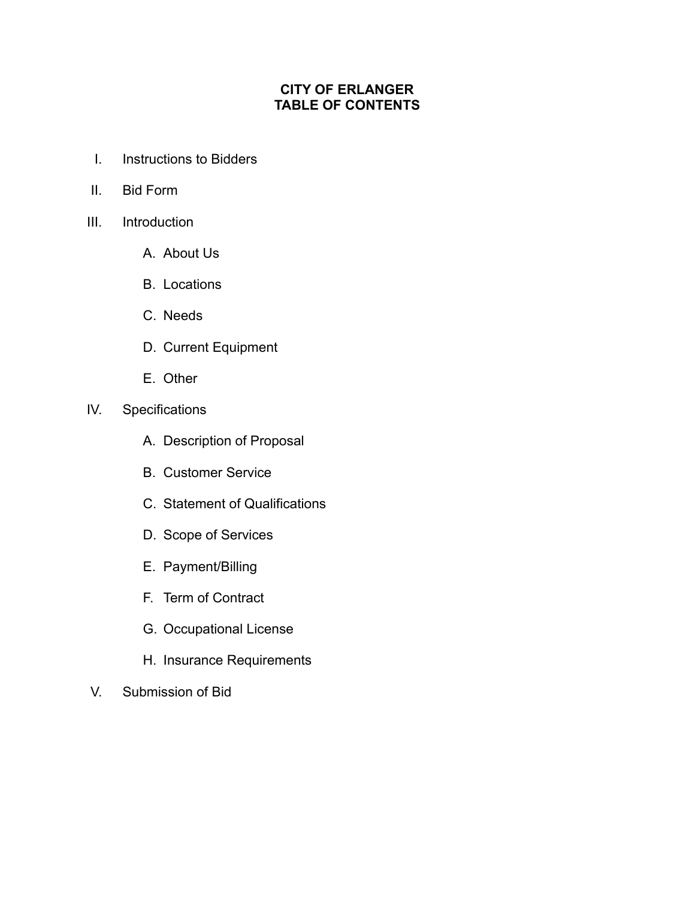# CITY OF ERLANGER
# TABLE OF CONTENTS

I. Instructions to Bidders

II. Bid Form

III. Introduction

   A. About Us

   B. Locations

   C. Needs

   D. Current Equipment

   E. Other

IV. Specifications

   A. Description of Proposal

   B. Customer Service

   C. Statement of Qualifications

   D. Scope of Services

   E. Payment/Billing

   F. Term of Contract

   G. Occupational License

   H. Insurance Requirements

V. Submission of Bid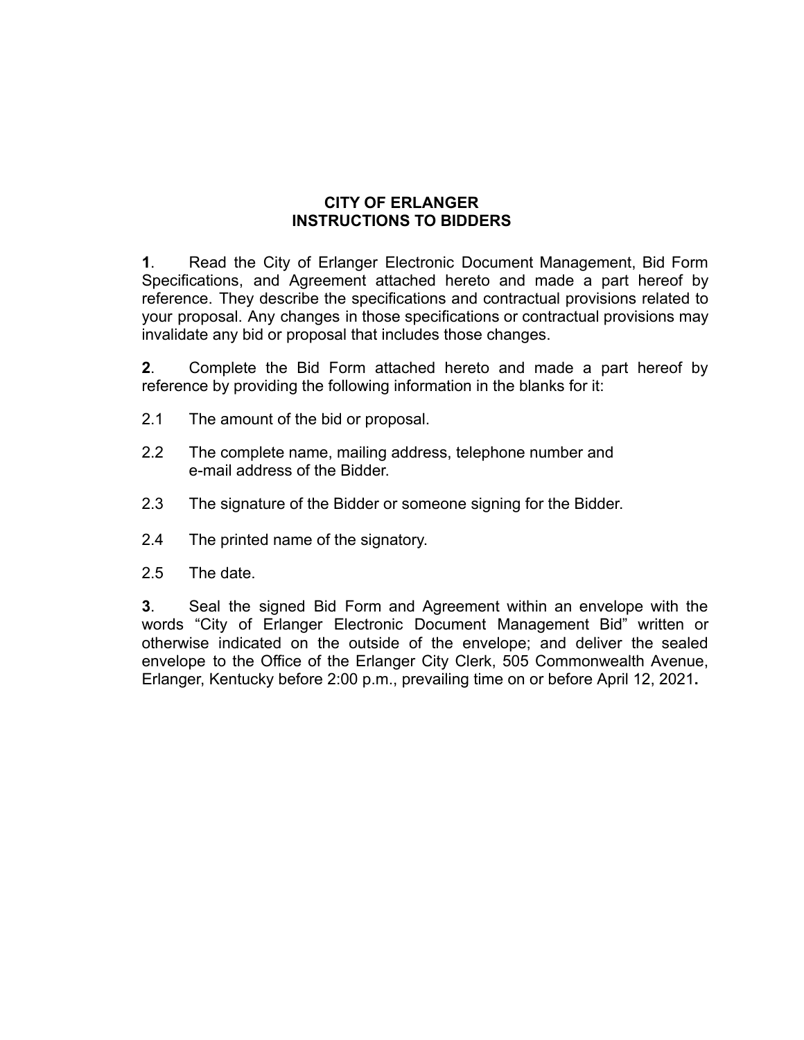# CITY OF ERLANGER
## INSTRUCTIONS TO BIDDERS

**1**. Read the City of Erlanger Electronic Document Management, Bid Form Specifications, and Agreement attached hereto and made a part hereof by reference. They describe the specifications and contractual provisions related to your proposal. Any changes in those specifications or contractual provisions may invalidate any bid or proposal that includes those changes.

**2**. Complete the Bid Form attached hereto and made a part hereof by reference by providing the following information in the blanks for it:

2.1 The amount of the bid or proposal.

2.2 The complete name, mailing address, telephone number and e-mail address of the Bidder.

2.3 The signature of the Bidder or someone signing for the Bidder.

2.4 The printed name of the signatory.

2.5 The date.

**3**. Seal the signed Bid Form and Agreement within an envelope with the words "City of Erlanger Electronic Document Management Bid" written or otherwise indicated on the outside of the envelope; and deliver the sealed envelope to the Office of the Erlanger City Clerk, 505 Commonwealth Avenue, Erlanger, Kentucky before 2:00 p.m., prevailing time on or before April 12, 2021**.**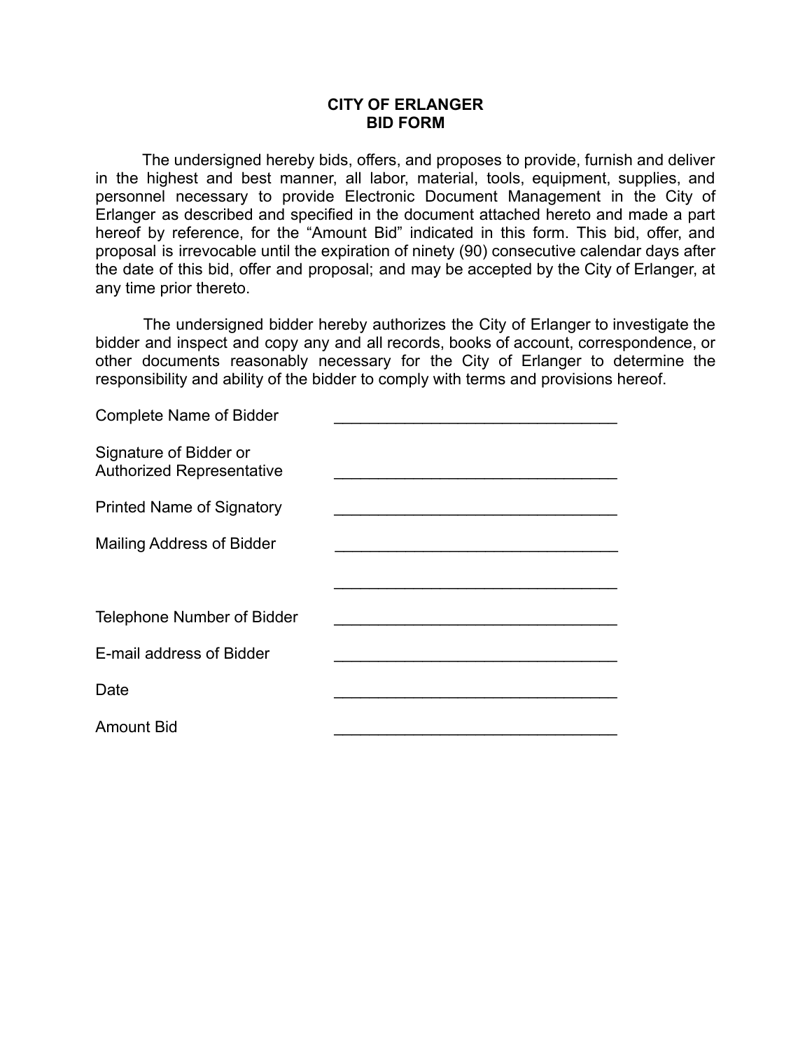# CITY OF ERLANGER
## BID FORM

The undersigned hereby bids, offers, and proposes to provide, furnish and deliver in the highest and best manner, all labor, material, tools, equipment, supplies, and personnel necessary to provide Electronic Document Management in the City of Erlanger as described and specified in the document attached hereto and made a part hereof by reference, for the "Amount Bid" indicated in this form. This bid, offer, and proposal is irrevocable until the expiration of ninety (90) consecutive calendar days after the date of this bid, offer and proposal; and may be accepted by the City of Erlanger, at any time prior thereto.

The undersigned bidder hereby authorizes the City of Erlanger to investigate the bidder and inspect and copy any and all records, books of account, correspondence, or other documents reasonably necessary for the City of Erlanger to determine the responsibility and ability of the bidder to comply with terms and provisions hereof.

Complete Name of Bidder ________________________________

Signature of Bidder or Authorized Representative ________________________________

Printed Name of Signatory ________________________________

Mailing Address of Bidder ________________________________

________________________________

Telephone Number of Bidder ________________________________

E-mail address of Bidder ________________________________

Date ________________________________

Amount Bid ________________________________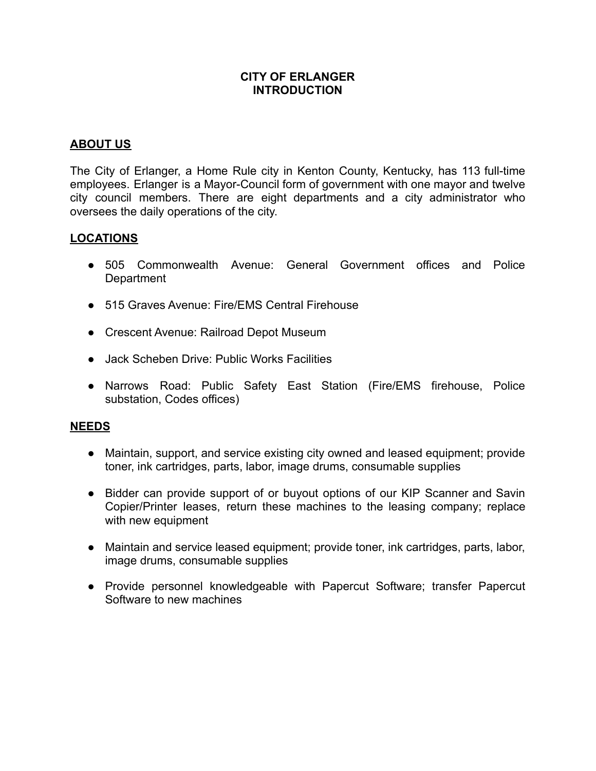# CITY OF ERLANGER
# INTRODUCTION

## ABOUT US

The City of Erlanger, a Home Rule city in Kenton County, Kentucky, has 113 full-time employees. Erlanger is a Mayor-Council form of government with one mayor and twelve city council members. There are eight departments and a city administrator who oversees the daily operations of the city.

## LOCATIONS

- 505 Commonwealth Avenue: General Government offices and Police Department
- 515 Graves Avenue: Fire/EMS Central Firehouse
- Crescent Avenue: Railroad Depot Museum
- Jack Scheben Drive: Public Works Facilities
- Narrows Road: Public Safety East Station (Fire/EMS firehouse, Police substation, Codes offices)

## NEEDS

- Maintain, support, and service existing city owned and leased equipment; provide toner, ink cartridges, parts, labor, image drums, consumable supplies
- Bidder can provide support of or buyout options of our KIP Scanner and Savin Copier/Printer leases, return these machines to the leasing company; replace with new equipment
- Maintain and service leased equipment; provide toner, ink cartridges, parts, labor, image drums, consumable supplies
- Provide personnel knowledgeable with Papercut Software; transfer Papercut Software to new machines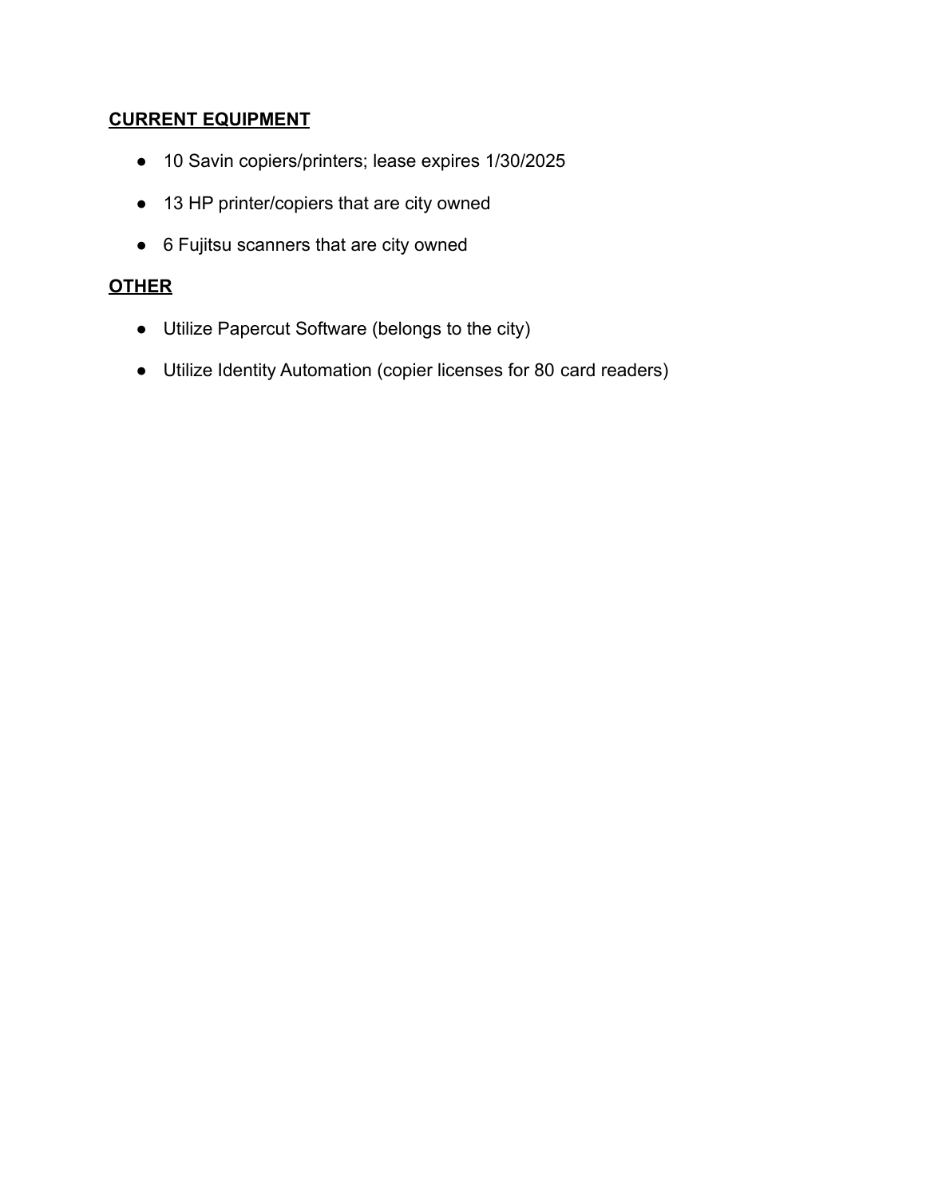**CURRENT EQUIPMENT**

- 10 Savin copiers/printers; lease expires 1/30/2025
- 13 HP printer/copiers that are city owned
- 6 Fujitsu scanners that are city owned

**OTHER**

- Utilize Papercut Software (belongs to the city)
- Utilize Identity Automation (copier licenses for 80 card readers)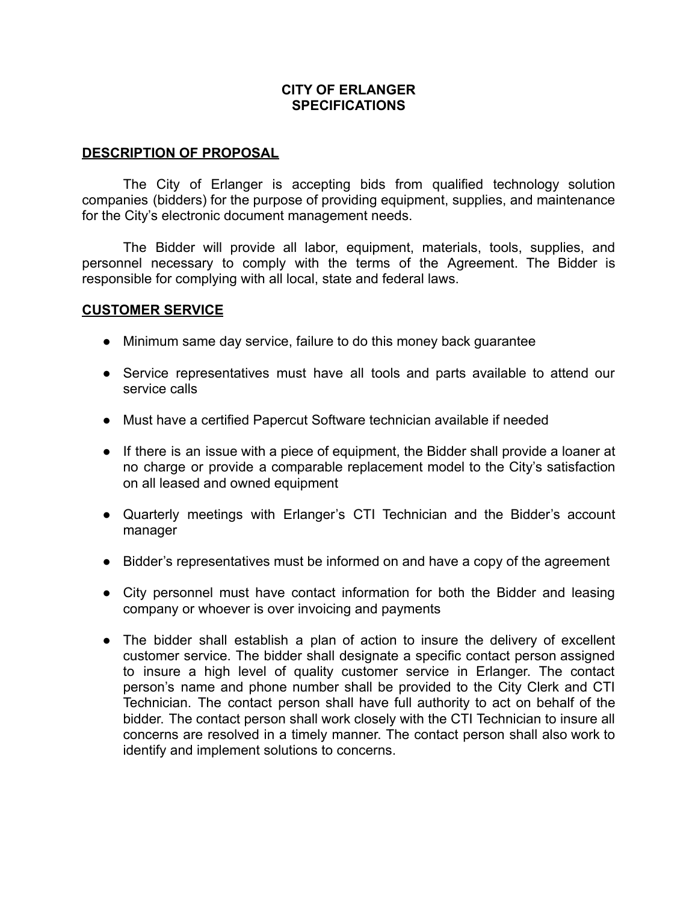# CITY OF ERLANGER SPECIFICATIONS

## DESCRIPTION OF PROPOSAL

The City of Erlanger is accepting bids from qualified technology solution companies (bidders) for the purpose of providing equipment, supplies, and maintenance for the City's electronic document management needs.

The Bidder will provide all labor, equipment, materials, tools, supplies, and personnel necessary to comply with the terms of the Agreement. The Bidder is responsible for complying with all local, state and federal laws.

## CUSTOMER SERVICE

- Minimum same day service, failure to do this money back guarantee
- Service representatives must have all tools and parts available to attend our service calls
- Must have a certified Papercut Software technician available if needed
- If there is an issue with a piece of equipment, the Bidder shall provide a loaner at no charge or provide a comparable replacement model to the City's satisfaction on all leased and owned equipment
- Quarterly meetings with Erlanger's CTI Technician and the Bidder's account manager
- Bidder's representatives must be informed on and have a copy of the agreement
- City personnel must have contact information for both the Bidder and leasing company or whoever is over invoicing and payments
- The bidder shall establish a plan of action to insure the delivery of excellent customer service. The bidder shall designate a specific contact person assigned to insure a high level of quality customer service in Erlanger. The contact person's name and phone number shall be provided to the City Clerk and CTI Technician. The contact person shall have full authority to act on behalf of the bidder. The contact person shall work closely with the CTI Technician to insure all concerns are resolved in a timely manner. The contact person shall also work to identify and implement solutions to concerns.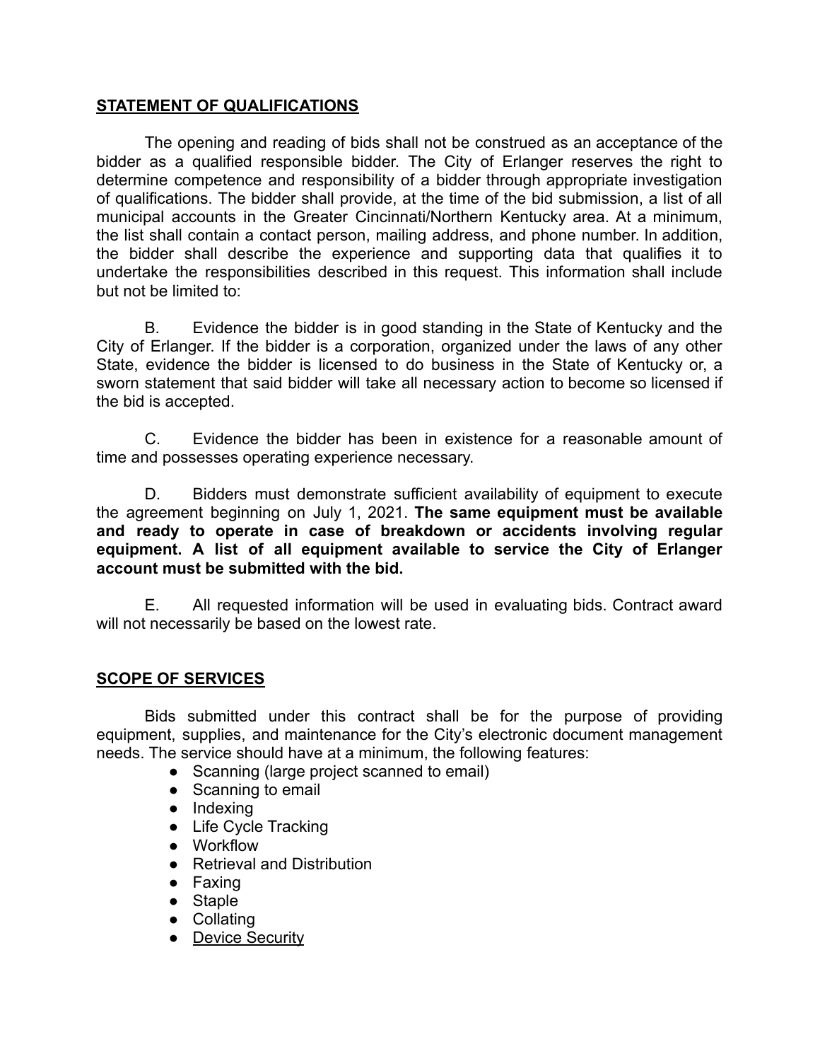## STATEMENT OF QUALIFICATIONS

The opening and reading of bids shall not be construed as an acceptance of the bidder as a qualified responsible bidder. The City of Erlanger reserves the right to determine competence and responsibility of a bidder through appropriate investigation of qualifications. The bidder shall provide, at the time of the bid submission, a list of all municipal accounts in the Greater Cincinnati/Northern Kentucky area. At a minimum, the list shall contain a contact person, mailing address, and phone number. In addition, the bidder shall describe the experience and supporting data that qualifies it to undertake the responsibilities described in this request. This information shall include but not be limited to:

B. Evidence the bidder is in good standing in the State of Kentucky and the City of Erlanger. If the bidder is a corporation, organized under the laws of any other State, evidence the bidder is licensed to do business in the State of Kentucky or, a sworn statement that said bidder will take all necessary action to become so licensed if the bid is accepted.

C. Evidence the bidder has been in existence for a reasonable amount of time and possesses operating experience necessary.

D. Bidders must demonstrate sufficient availability of equipment to execute the agreement beginning on July 1, 2021. **The same equipment must be available and ready to operate in case of breakdown or accidents involving regular equipment. A list of all equipment available to service the City of Erlanger account must be submitted with the bid.**

E. All requested information will be used in evaluating bids. Contract award will not necessarily be based on the lowest rate.

## SCOPE OF SERVICES

Bids submitted under this contract shall be for the purpose of providing equipment, supplies, and maintenance for the City's electronic document management needs. The service should have at a minimum, the following features:

- Scanning (large project scanned to email)
- Scanning to email
- Indexing
- Life Cycle Tracking
- Workflow
- Retrieval and Distribution
- Faxing
- Staple
- Collating
- Device Security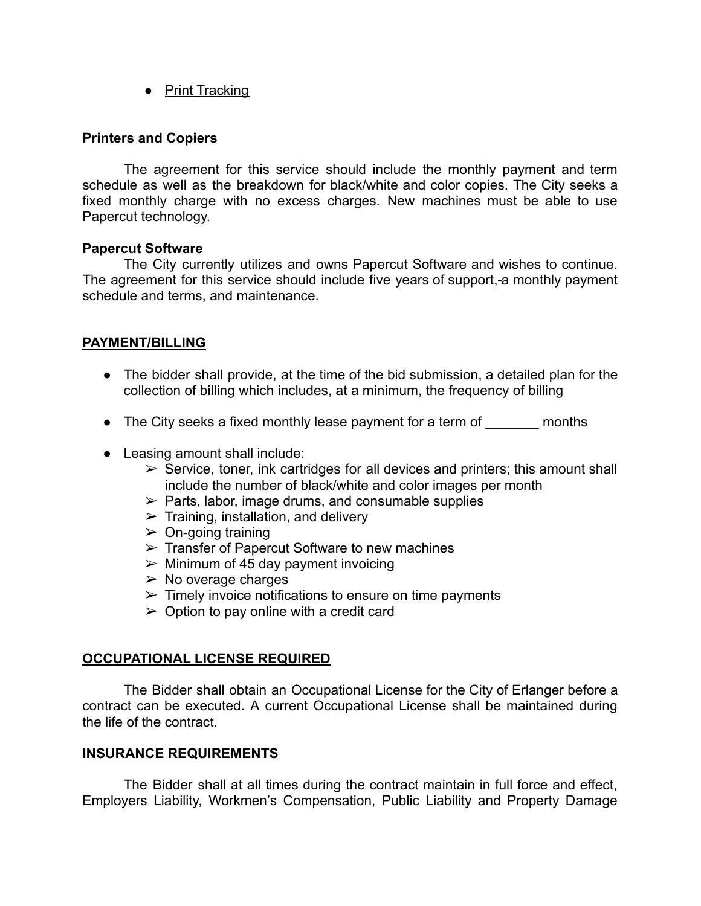- Print Tracking

**Printers and Copiers**

The agreement for this service should include the monthly payment and term schedule as well as the breakdown for black/white and color copies. The City seeks a fixed monthly charge with no excess charges. New machines must be able to use Papercut technology.

**Papercut Software**

The City currently utilizes and owns Papercut Software and wishes to continue. The agreement for this service should include five years of support,-a monthly payment schedule and terms, and maintenance.

## PAYMENT/BILLING

- The bidder shall provide, at the time of the bid submission, a detailed plan for the collection of billing which includes, at a minimum, the frequency of billing
- The City seeks a fixed monthly lease payment for a term of _______ months
- Leasing amount shall include:
  - Service, toner, ink cartridges for all devices and printers; this amount shall include the number of black/white and color images per month
  - Parts, labor, image drums, and consumable supplies
  - Training, installation, and delivery
  - On-going training
  - Transfer of Papercut Software to new machines
  - Minimum of 45 day payment invoicing
  - No overage charges
  - Timely invoice notifications to ensure on time payments
  - Option to pay online with a credit card

## OCCUPATIONAL LICENSE REQUIRED

The Bidder shall obtain an Occupational License for the City of Erlanger before a contract can be executed. A current Occupational License shall be maintained during the life of the contract.

## INSURANCE REQUIREMENTS

The Bidder shall at all times during the contract maintain in full force and effect, Employers Liability, Workmen's Compensation, Public Liability and Property Damage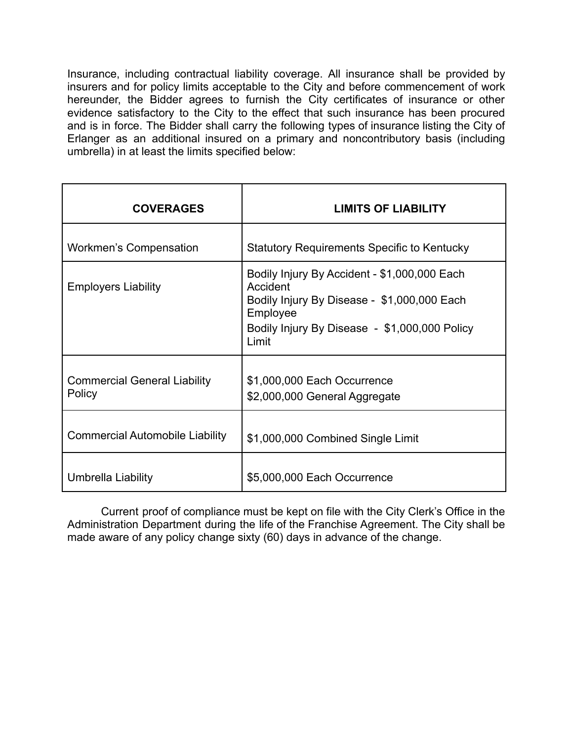Insurance, including contractual liability coverage. All insurance shall be provided by insurers and for policy limits acceptable to the City and before commencement of work hereunder, the Bidder agrees to furnish the City certificates of insurance or other evidence satisfactory to the City to the effect that such insurance has been procured and is in force. The Bidder shall carry the following types of insurance listing the City of Erlanger as an additional insured on a primary and noncontributory basis (including umbrella) in at least the limits specified below:

| COVERAGES | LIMITS OF LIABILITY |
|---|---|
| Workmen's Compensation | Statutory Requirements Specific to Kentucky |
| Employers Liability | Bodily Injury By Accident - $1,000,000 Each Accident<br>Bodily Injury By Disease - $1,000,000 Each Employee<br>Bodily Injury By Disease - $1,000,000 Policy Limit |
| Commercial General Liability Policy | $1,000,000 Each Occurrence<br>$2,000,000 General Aggregate |
| Commercial Automobile Liability | $1,000,000 Combined Single Limit |
| Umbrella Liability | $5,000,000 Each Occurrence |

Current proof of compliance must be kept on file with the City Clerk's Office in the Administration Department during the life of the Franchise Agreement. The City shall be made aware of any policy change sixty (60) days in advance of the change.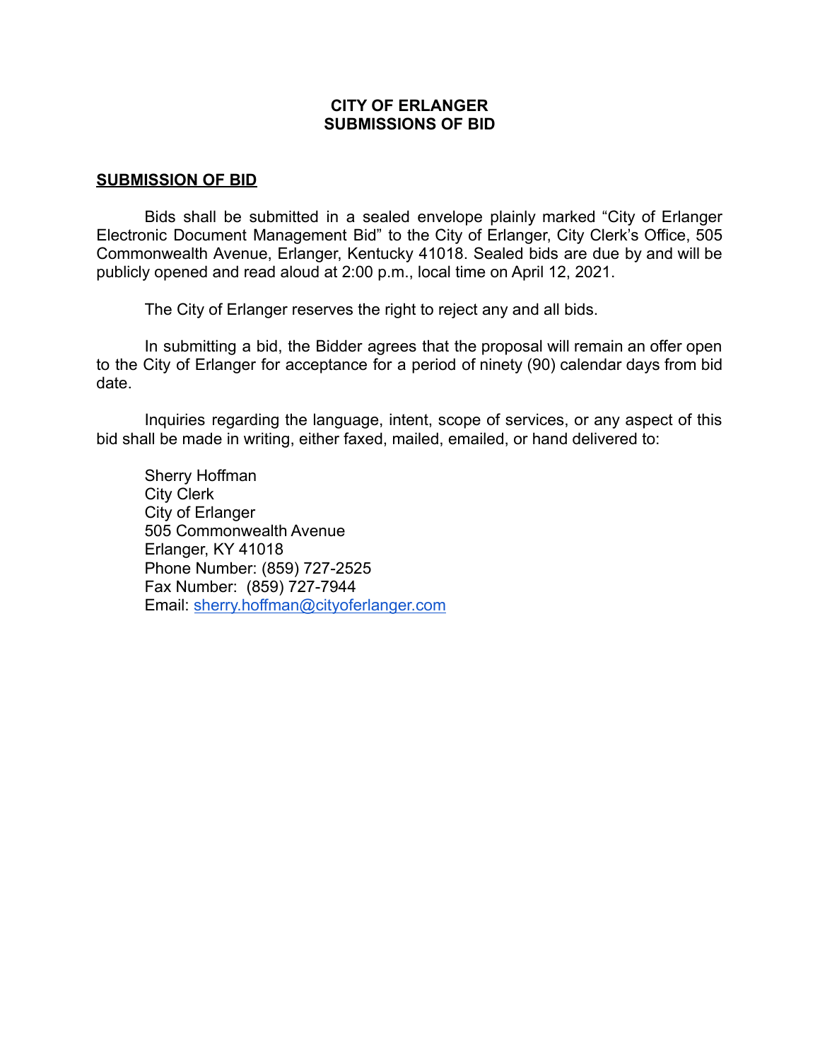# CITY OF ERLANGER
# SUBMISSIONS OF BID

## SUBMISSION OF BID

Bids shall be submitted in a sealed envelope plainly marked "City of Erlanger Electronic Document Management Bid" to the City of Erlanger, City Clerk's Office, 505 Commonwealth Avenue, Erlanger, Kentucky 41018. Sealed bids are due by and will be publicly opened and read aloud at 2:00 p.m., local time on April 12, 2021.

The City of Erlanger reserves the right to reject any and all bids.

In submitting a bid, the Bidder agrees that the proposal will remain an offer open to the City of Erlanger for acceptance for a period of ninety (90) calendar days from bid date.

Inquiries regarding the language, intent, scope of services, or any aspect of this bid shall be made in writing, either faxed, mailed, emailed, or hand delivered to:

Sherry Hoffman
City Clerk
City of Erlanger
505 Commonwealth Avenue
Erlanger, KY 41018
Phone Number: (859) 727-2525
Fax Number: (859) 727-7944
Email: sherry.hoffman@cityoferlanger.com